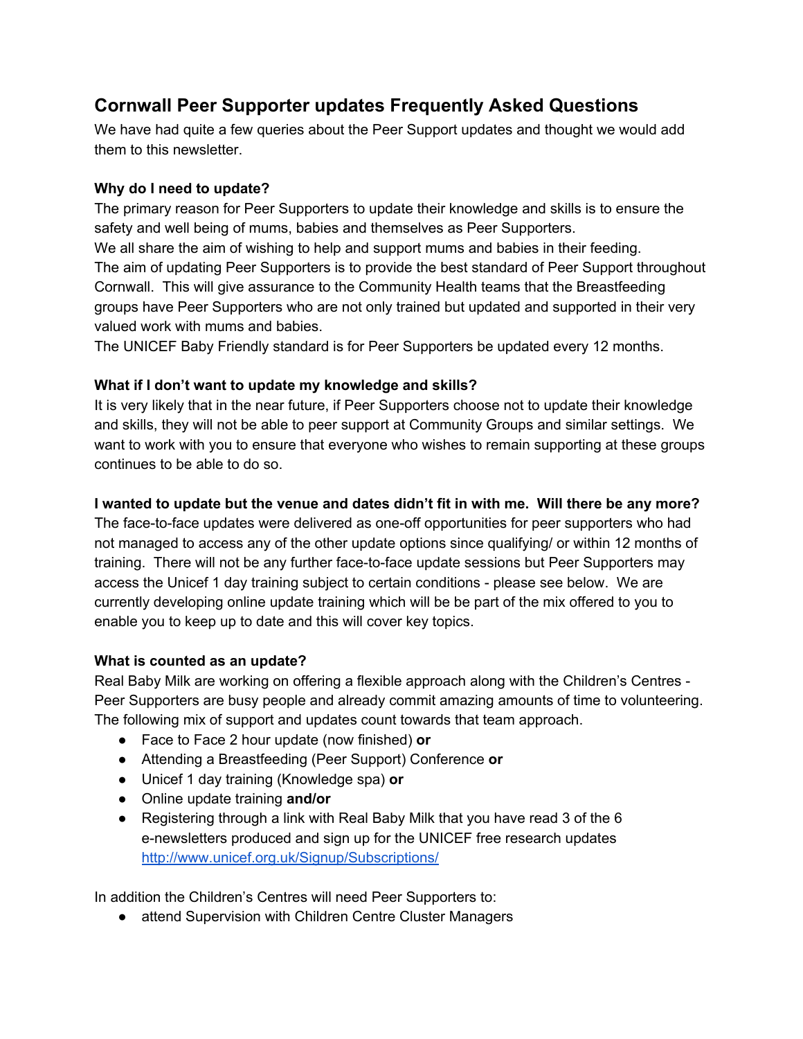# Cornwall Peer Supporter updates Frequently Asked Questions

We have had quite a few queries about the Peer Support updates and thought we would add them to this newsletter.

**Why do I need to update?**

The primary reason for Peer Supporters to update their knowledge and skills is to ensure the safety and well being of mums, babies and themselves as Peer Supporters.

We all share the aim of wishing to help and support mums and babies in their feeding.

The aim of updating Peer Supporters is to provide the best standard of Peer Support throughout Cornwall. This will give assurance to the Community Health teams that the Breastfeeding groups have Peer Supporters who are not only trained but updated and supported in their very valued work with mums and babies.

The UNICEF Baby Friendly standard is for Peer Supporters be updated every 12 months.

**What if I don't want to update my knowledge and skills?**

It is very likely that in the near future, if Peer Supporters choose not to update their knowledge and skills, they will not be able to peer support at Community Groups and similar settings. We want to work with you to ensure that everyone who wishes to remain supporting at these groups continues to be able to do so.

**I wanted to update but the venue and dates didn't fit in with me. Will there be any more?**

The face-to-face updates were delivered as one-off opportunities for peer supporters who had not managed to access any of the other update options since qualifying/ or within 12 months of training. There will not be any further face-to-face update sessions but Peer Supporters may access the Unicef 1 day training subject to certain conditions - please see below. We are currently developing online update training which will be be part of the mix offered to you to enable you to keep up to date and this will cover key topics.

**What is counted as an update?**

Real Baby Milk are working on offering a flexible approach along with the Children's Centres - Peer Supporters are busy people and already commit amazing amounts of time to volunteering. The following mix of support and updates count towards that team approach.

- Face to Face 2 hour update (now finished) **or**
- Attending a Breastfeeding (Peer Support) Conference **or**
- Unicef 1 day training (Knowledge spa) **or**
- Online update training **and/or**
- Registering through a link with Real Baby Milk that you have read 3 of the 6 e-newsletters produced and sign up for the UNICEF free research updates http://www.unicef.org.uk/Signup/Subscriptions/

In addition the Children's Centres will need Peer Supporters to:

- attend Supervision with Children Centre Cluster Managers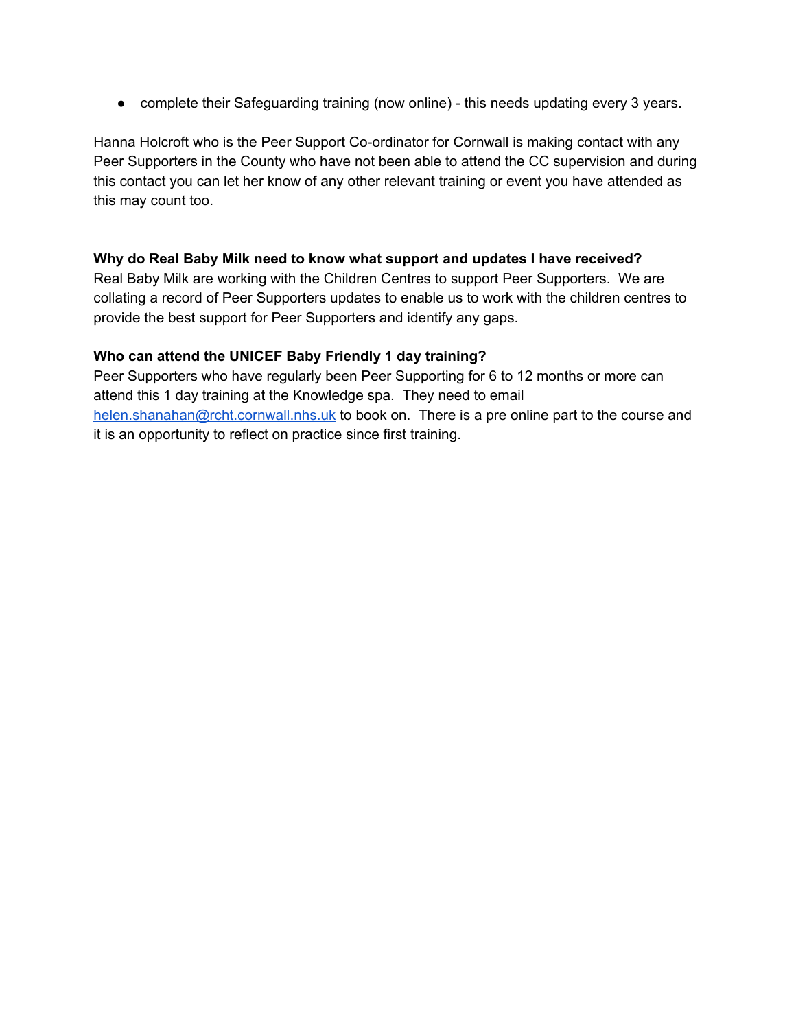- complete their Safeguarding training (now online) - this needs updating every 3 years.

Hanna Holcroft who is the Peer Support Co-ordinator for Cornwall is making contact with any Peer Supporters in the County who have not been able to attend the CC supervision and during this contact you can let her know of any other relevant training or event you have attended as this may count too.

**Why do Real Baby Milk need to know what support and updates I have received?**
Real Baby Milk are working with the Children Centres to support Peer Supporters. We are collating a record of Peer Supporters updates to enable us to work with the children centres to provide the best support for Peer Supporters and identify any gaps.

**Who can attend the UNICEF Baby Friendly 1 day training?**
Peer Supporters who have regularly been Peer Supporting for 6 to 12 months or more can attend this 1 day training at the Knowledge spa. They need to email helen.shanahan@rcht.cornwall.nhs.uk to book on. There is a pre online part to the course and it is an opportunity to reflect on practice since first training.